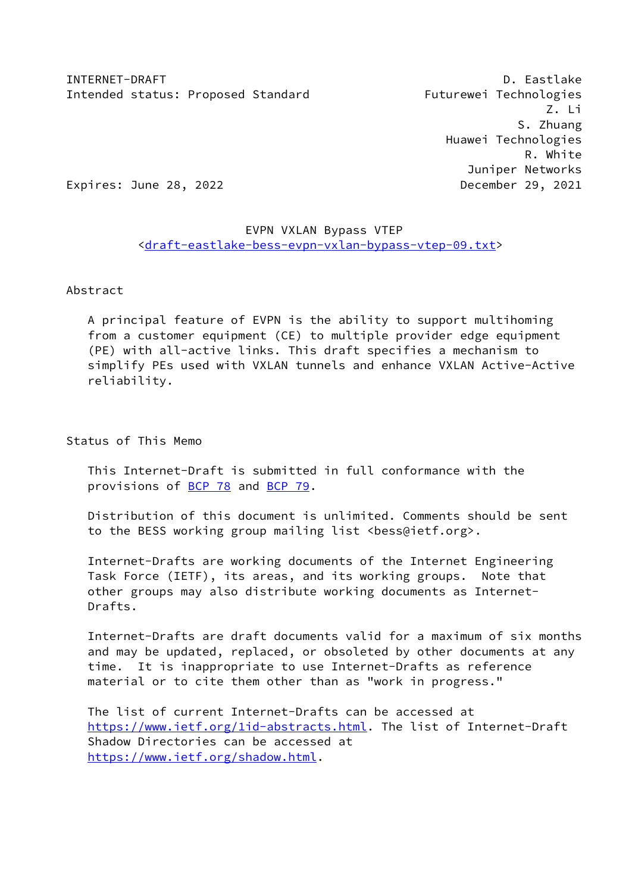INTERNET-DRAFT                                          D. Eastlake
Intended status: Proposed Standard           Futurewei Technologies
                                                              Z. Li
                                                         S. Zhuang
                                               Huawei Technologies
                                                          R. White
                                                  Juniper Networks
Expires: June 28, 2022                           December 29, 2021

# EVPN VXLAN Bypass VTEP

<draft-eastlake-bess-evpn-vxlan-bypass-vtep-09.txt>

## Abstract

A principal feature of EVPN is the ability to support multihoming from a customer equipment (CE) to multiple provider edge equipment (PE) with all-active links. This draft specifies a mechanism to simplify PEs used with VXLAN tunnels and enhance VXLAN Active-Active reliability.

## Status of This Memo

This Internet-Draft is submitted in full conformance with the provisions of BCP 78 and BCP 79.

Distribution of this document is unlimited. Comments should be sent to the BESS working group mailing list <bess@ietf.org>.

Internet-Drafts are working documents of the Internet Engineering Task Force (IETF), its areas, and its working groups. Note that other groups may also distribute working documents as Internet-Drafts.

Internet-Drafts are draft documents valid for a maximum of six months and may be updated, replaced, or obsoleted by other documents at any time. It is inappropriate to use Internet-Drafts as reference material or to cite them other than as "work in progress."

The list of current Internet-Drafts can be accessed at https://www.ietf.org/1id-abstracts.html. The list of Internet-Draft Shadow Directories can be accessed at https://www.ietf.org/shadow.html.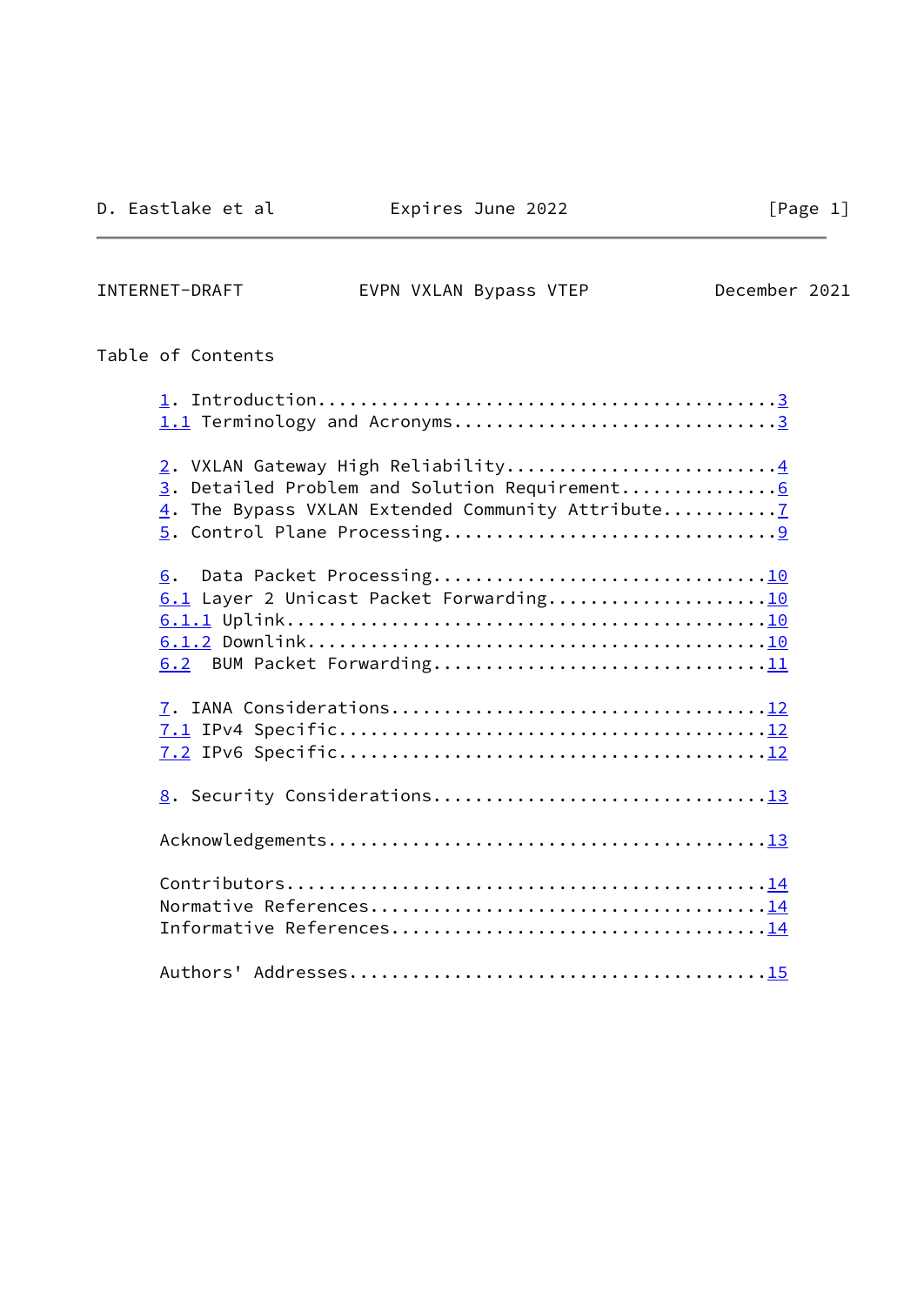Table of Contents

```
   1. Introduction............................................3
   1.1 Terminology and Acronyms...............................3

   2. VXLAN Gateway High Reliability..........................4
   3. Detailed Problem and Solution Requirement...............6
   4. The Bypass VXLAN Extended Community Attribute...........7
   5. Control Plane Processing................................9

   6.  Data Packet Processing................................10
   6.1 Layer 2 Unicast Packet Forwarding.....................10
   6.1.1 Uplink..............................................10
   6.1.2 Downlink............................................10
   6.2  BUM Packet Forwarding................................11

   7. IANA Considerations....................................12
   7.1 IPv4 Specific.........................................12
   7.2 IPv6 Specific.........................................12

   8. Security Considerations................................13

   Acknowledgements..........................................13

   Contributors..............................................14
   Normative References......................................14
   Informative References....................................14

   Authors' Addresses........................................15
```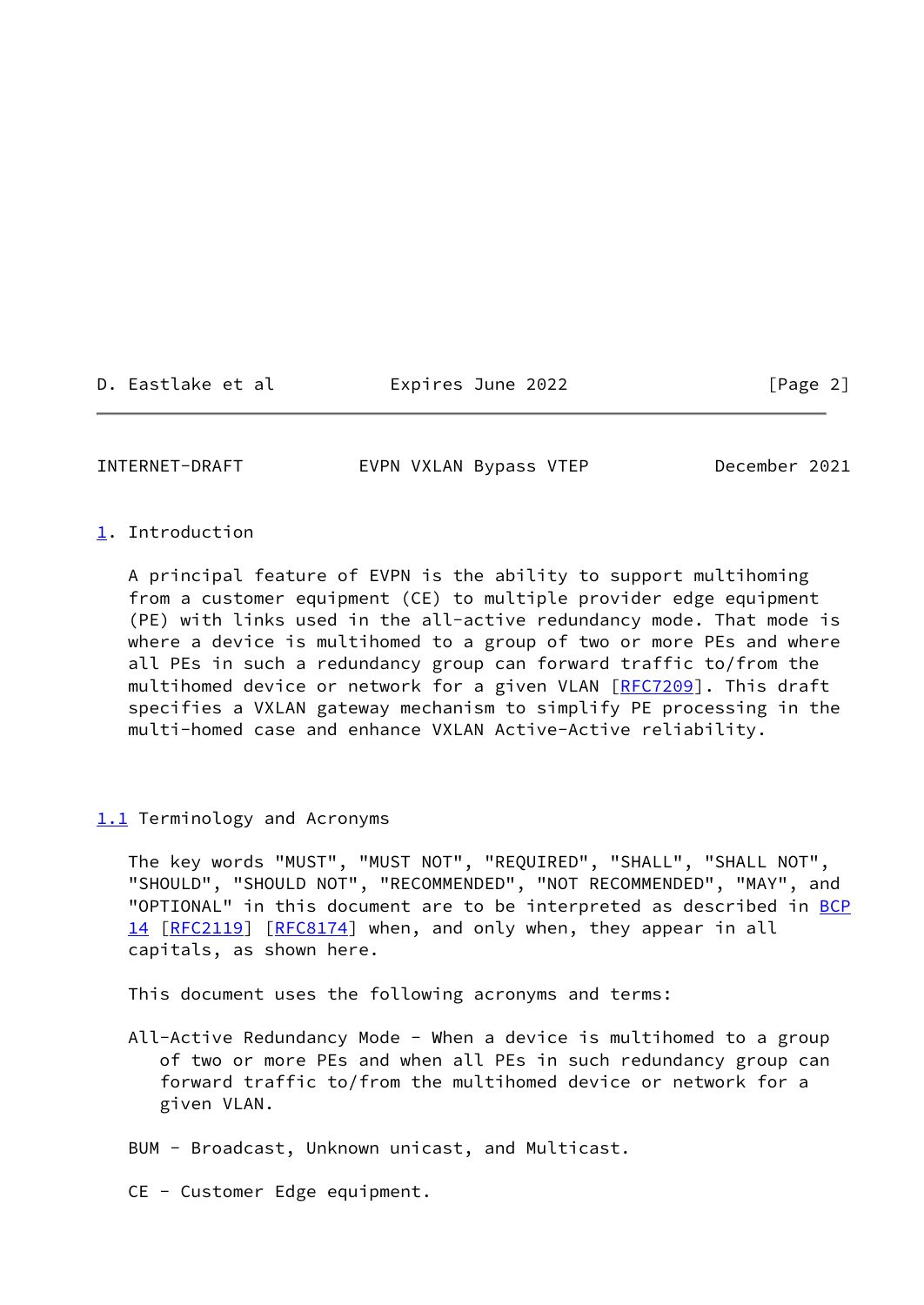# 1. Introduction

A principal feature of EVPN is the ability to support multihoming from a customer equipment (CE) to multiple provider edge equipment (PE) with links used in the all-active redundancy mode. That mode is where a device is multihomed to a group of two or more PEs and where all PEs in such a redundancy group can forward traffic to/from the multihomed device or network for a given VLAN [RFC7209]. This draft specifies a VXLAN gateway mechanism to simplify PE processing in the multi-homed case and enhance VXLAN Active-Active reliability.

## 1.1 Terminology and Acronyms

The key words "MUST", "MUST NOT", "REQUIRED", "SHALL", "SHALL NOT", "SHOULD", "SHOULD NOT", "RECOMMENDED", "NOT RECOMMENDED", "MAY", and "OPTIONAL" in this document are to be interpreted as described in BCP 14 [RFC2119] [RFC8174] when, and only when, they appear in all capitals, as shown here.

This document uses the following acronyms and terms:

All-Active Redundancy Mode - When a device is multihomed to a group of two or more PEs and when all PEs in such redundancy group can forward traffic to/from the multihomed device or network for a given VLAN.

BUM - Broadcast, Unknown unicast, and Multicast.

CE - Customer Edge equipment.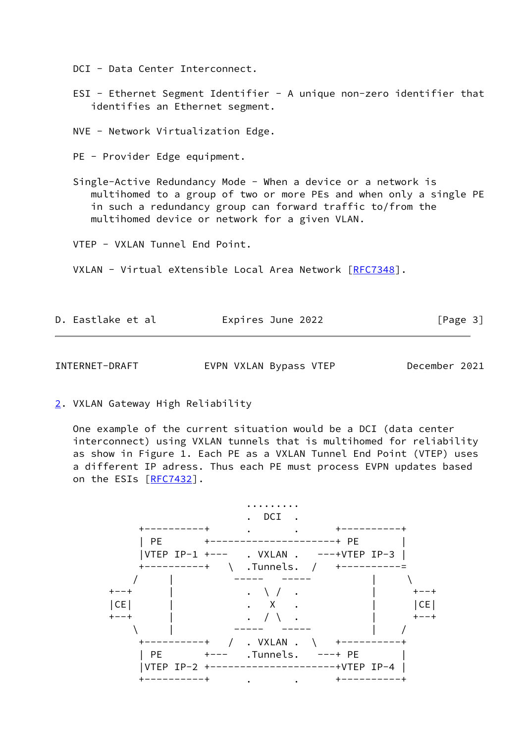DCI - Data Center Interconnect.

ESI - Ethernet Segment Identifier - A unique non-zero identifier that identifies an Ethernet segment.

NVE - Network Virtualization Edge.

PE - Provider Edge equipment.

Single-Active Redundancy Mode - When a device or a network is multihomed to a group of two or more PEs and when only a single PE in such a redundancy group can forward traffic to/from the multihomed device or network for a given VLAN.

VTEP - VXLAN Tunnel End Point.

VXLAN - Virtual eXtensible Local Area Network [RFC7348].

## 2. VXLAN Gateway High Reliability

One example of the current situation would be a DCI (data center interconnect) using VXLAN tunnels that is multihomed for reliability as show in Figure 1. Each PE as a VXLAN Tunnel End Point (VTEP) uses a different IP adress. Thus each PE must process EVPN updates based on the ESIs [RFC7432].

```
                                .........
                                .  DCI  .
              +----------+      .       .      +----------+
              | PE       +---------------------+ PE       |
              |VTEP IP-1 +---    . VXLAN .   ---+VTEP IP-3 |
              +----------+   \  .Tunnels.  /   +----------=
             /      |          -----   -----         |     \
         +--+       |           .  \ /  .            |      +--+
         |CE|       |           .   X   .            |      |CE|
         +--+       |           .  / \  .            |      +--+
             \      |          -----   -----         |     /
              +----------+   /  . VXLAN .  \   +----------+
              | PE       +---    .Tunnels.   ---+ PE       |
              |VTEP IP-2 +---------------------+VTEP IP-4 |
              +----------+      .       .      +----------+
```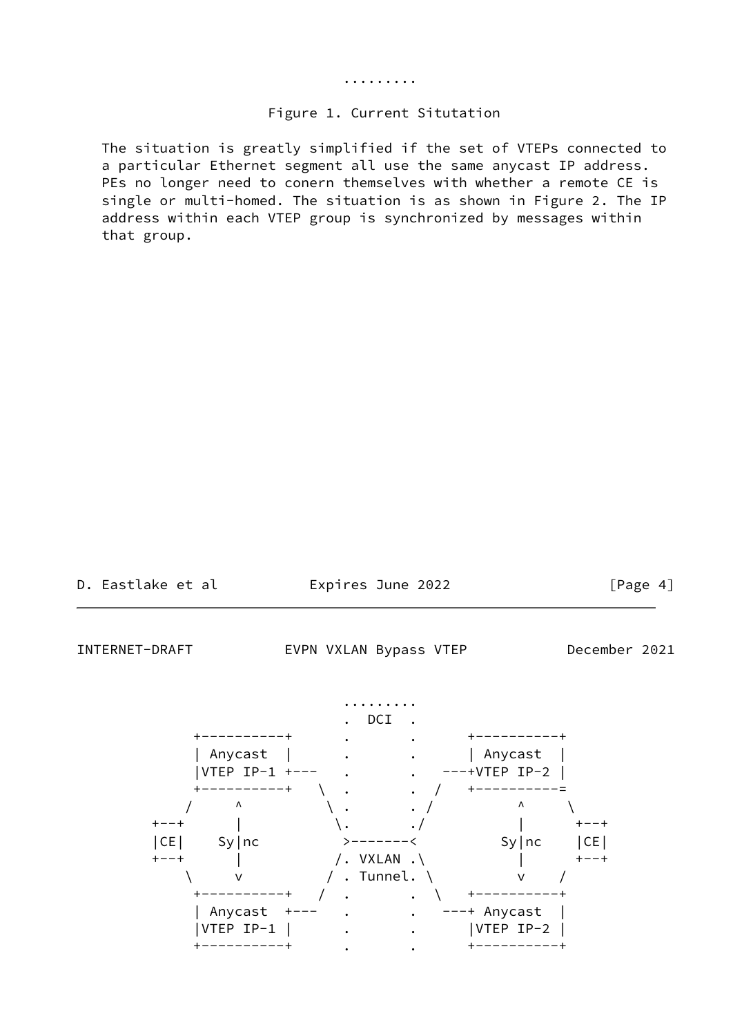```
                            .........
```

Figure 1. Current Situtation

The situation is greatly simplified if the set of VTEPs connected to a particular Ethernet segment all use the same anycast IP address. PEs no longer need to conern themselves with whether a remote CE is single or multi-homed. The situation is as shown in Figure 2. The IP address within each VTEP group is synchronized by messages within that group.

```
                            .........
                            .  DCI  .
         +----------+       .       .       +----------+
         | Anycast  |       .       .       | Anycast  |
         |VTEP IP-1 +---    .       .    ---+VTEP IP-2 |
         +----------+   \  .       .  /    +----------=
        /      ^         \ .       . /          ^      \
    +--+       |          \.       ./           |       +--+
    |CE|     Sy|nc         >-------<          Sy|nc     |CE|
    +--+       |          /. VXLAN .\           |       +--+
        \      v         / . Tunnel. \          v      /
         +----------+   /  .       .  \   +----------+
         | Anycast  +---    .       .    ---+ Anycast  |
         |VTEP IP-1 |       .       .       |VTEP IP-2 |
         +----------+       .       .       +----------+
```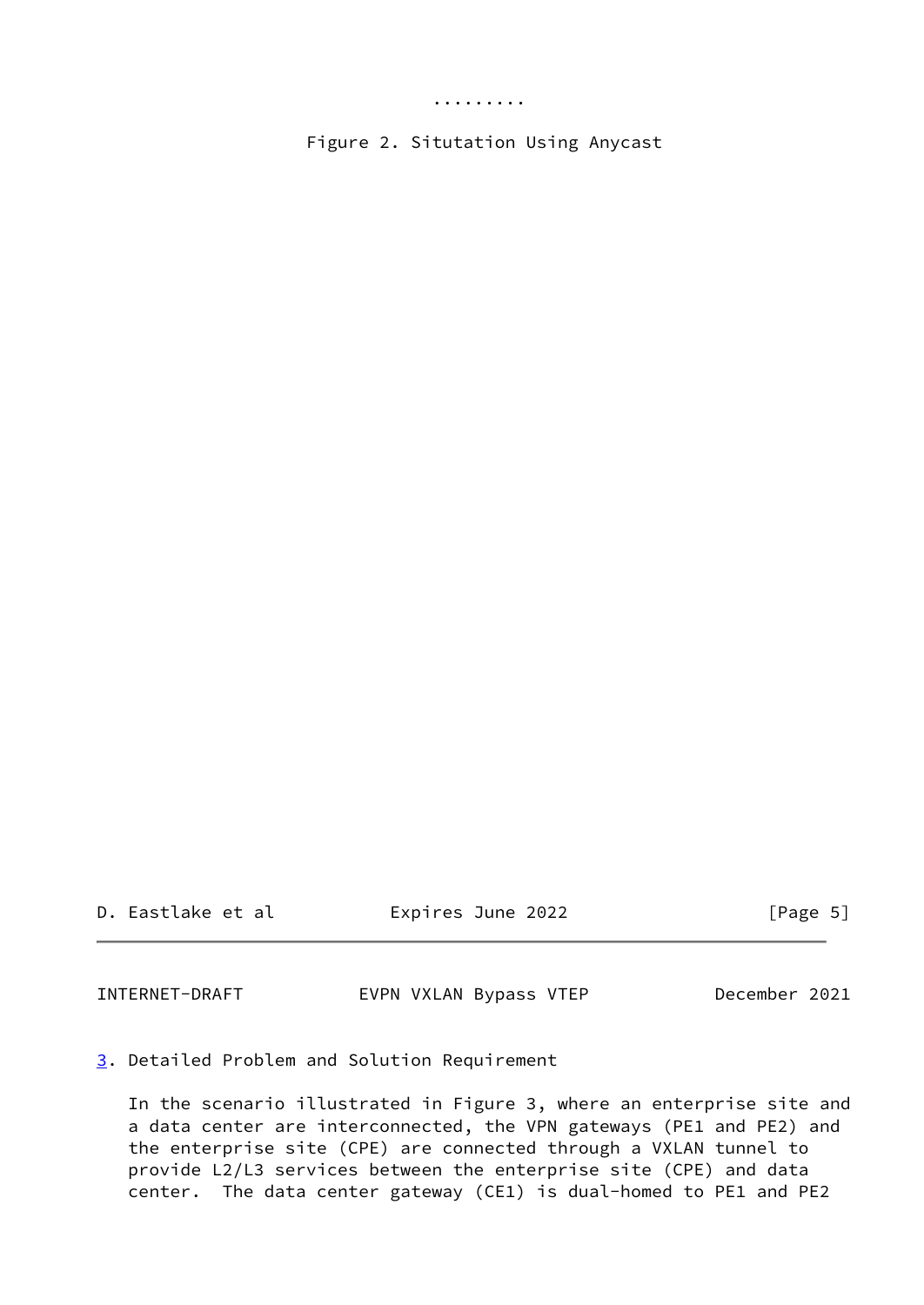.........

Figure 2. Situtation Using Anycast

## 3. Detailed Problem and Solution Requirement

In the scenario illustrated in Figure 3, where an enterprise site and a data center are interconnected, the VPN gateways (PE1 and PE2) and the enterprise site (CPE) are connected through a VXLAN tunnel to provide L2/L3 services between the enterprise site (CPE) and data center. The data center gateway (CE1) is dual-homed to PE1 and PE2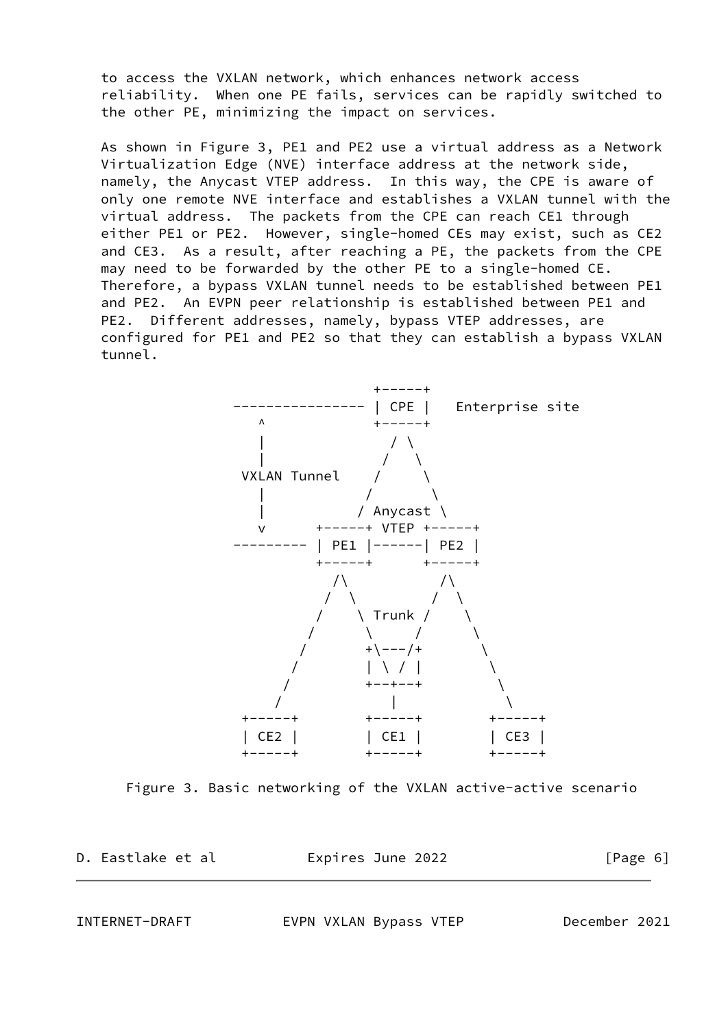to access the VXLAN network, which enhances network access reliability. When one PE fails, services can be rapidly switched to the other PE, minimizing the impact on services.

As shown in Figure 3, PE1 and PE2 use a virtual address as a Network Virtualization Edge (NVE) interface address at the network side, namely, the Anycast VTEP address. In this way, the CPE is aware of only one remote NVE interface and establishes a VXLAN tunnel with the virtual address. The packets from the CPE can reach CE1 through either PE1 or PE2. However, single-homed CEs may exist, such as CE2 and CE3. As a result, after reaching a PE, the packets from the CPE may need to be forwarded by the other PE to a single-homed CE. Therefore, a bypass VXLAN tunnel needs to be established between PE1 and PE2. An EVPN peer relationship is established between PE1 and PE2. Different addresses, namely, bypass VTEP addresses, are configured for PE1 and PE2 so that they can establish a bypass VXLAN tunnel.

```
                          +-----+
         ---------------- | CPE |   Enterprise site
            ^             +-----+
            |              / \
            |             /   \
          VXLAN Tunnel   /     \
            |           /       \
            |          / Anycast \
            v      +-----+ VTEP +-----+
         --------- | PE1 |------| PE2 |
                   +-----+      +-----+
                     /\           /\
                    /  \         /  \
                   /    \ Trunk /    \
                  /      \     /      \
                 /       +\---/+       \
                /        | \ / |        \
               /         +--+--+         \
              /             |             \
          +-----+        +-----+        +-----+
          | CE2 |        | CE1 |        | CE3 |
          +-----+        +-----+        +-----+
```

Figure 3. Basic networking of the VXLAN active-active scenario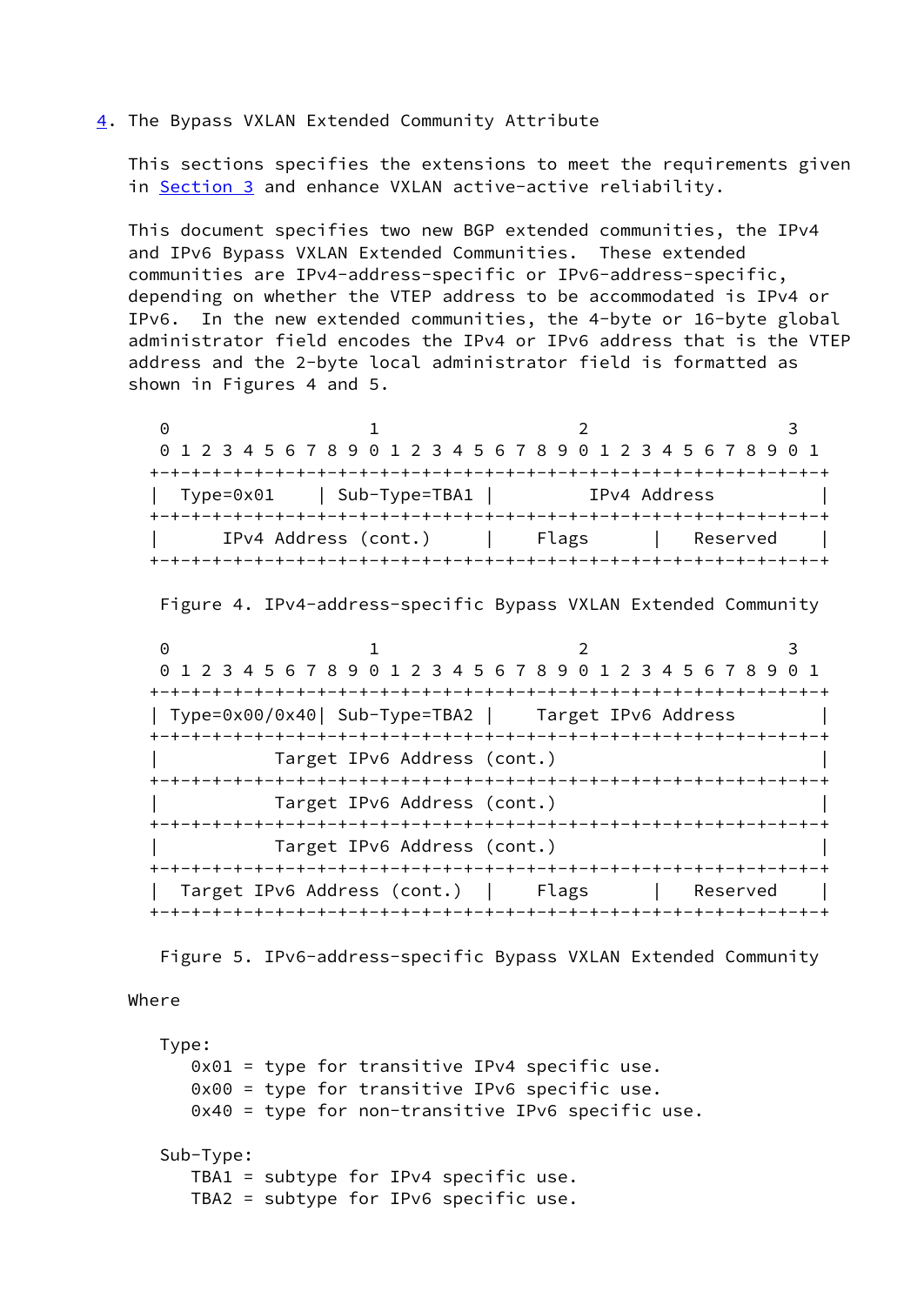## 4. The Bypass VXLAN Extended Community Attribute

This sections specifies the extensions to meet the requirements given in Section 3 and enhance VXLAN active-active reliability.

This document specifies two new BGP extended communities, the IPv4 and IPv6 Bypass VXLAN Extended Communities. These extended communities are IPv4-address-specific or IPv6-address-specific, depending on whether the VTEP address to be accommodated is IPv4 or IPv6. In the new extended communities, the 4-byte or 16-byte global administrator field encodes the IPv4 or IPv6 address that is the VTEP address and the 2-byte local administrator field is formatted as shown in Figures 4 and 5.

```
 0                   1                   2                   3
 0 1 2 3 4 5 6 7 8 9 0 1 2 3 4 5 6 7 8 9 0 1 2 3 4 5 6 7 8 9 0 1
+-+-+-+-+-+-+-+-+-+-+-+-+-+-+-+-+-+-+-+-+-+-+-+-+-+-+-+-+-+-+-+-+
|  Type=0x01    | Sub-Type=TBA1 |         IPv4 Address          |
+-+-+-+-+-+-+-+-+-+-+-+-+-+-+-+-+-+-+-+-+-+-+-+-+-+-+-+-+-+-+-+-+
|      IPv4 Address (cont.)     |    Flags      |   Reserved    |
+-+-+-+-+-+-+-+-+-+-+-+-+-+-+-+-+-+-+-+-+-+-+-+-+-+-+-+-+-+-+-+-+
```

Figure 4. IPv4-address-specific Bypass VXLAN Extended Community

```
 0                   1                   2                   3
 0 1 2 3 4 5 6 7 8 9 0 1 2 3 4 5 6 7 8 9 0 1 2 3 4 5 6 7 8 9 0 1
+-+-+-+-+-+-+-+-+-+-+-+-+-+-+-+-+-+-+-+-+-+-+-+-+-+-+-+-+-+-+-+-+
| Type=0x00/0x40| Sub-Type=TBA2 |    Target IPv6 Address        |
+-+-+-+-+-+-+-+-+-+-+-+-+-+-+-+-+-+-+-+-+-+-+-+-+-+-+-+-+-+-+-+-+
|           Target IPv6 Address (cont.)                         |
+-+-+-+-+-+-+-+-+-+-+-+-+-+-+-+-+-+-+-+-+-+-+-+-+-+-+-+-+-+-+-+-+
|           Target IPv6 Address (cont.)                         |
+-+-+-+-+-+-+-+-+-+-+-+-+-+-+-+-+-+-+-+-+-+-+-+-+-+-+-+-+-+-+-+-+
|           Target IPv6 Address (cont.)                         |
+-+-+-+-+-+-+-+-+-+-+-+-+-+-+-+-+-+-+-+-+-+-+-+-+-+-+-+-+-+-+-+-+
|  Target IPv6 Address (cont.)  |    Flags      |   Reserved    |
+-+-+-+-+-+-+-+-+-+-+-+-+-+-+-+-+-+-+-+-+-+-+-+-+-+-+-+-+-+-+-+-+
```

Figure 5. IPv6-address-specific Bypass VXLAN Extended Community

Where

Type:
- 0x01 = type for transitive IPv4 specific use.
- 0x00 = type for transitive IPv6 specific use.
- 0x40 = type for non-transitive IPv6 specific use.

Sub-Type:
- TBA1 = subtype for IPv4 specific use.
- TBA2 = subtype for IPv6 specific use.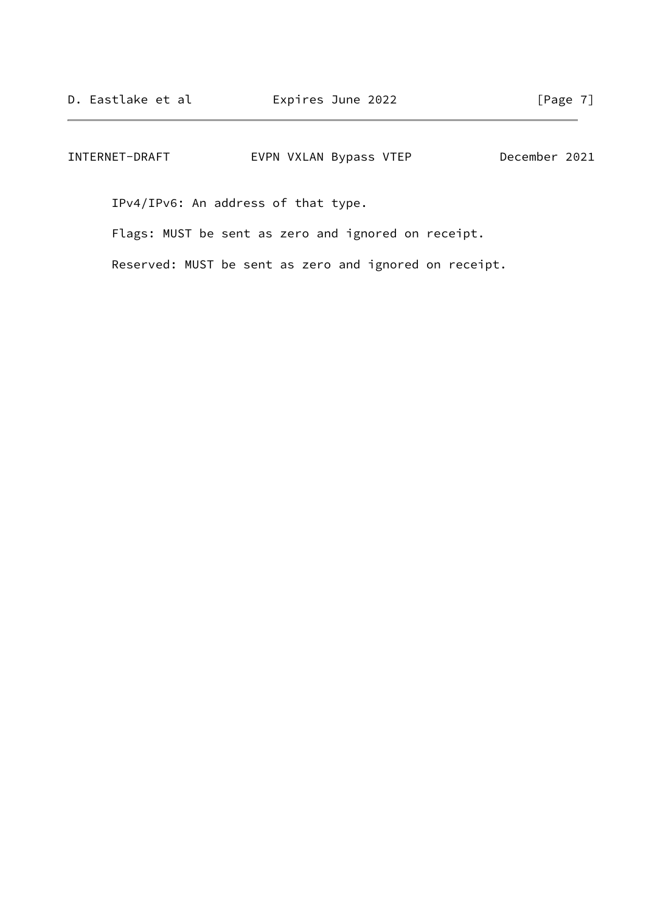IPv4/IPv6: An address of that type.

Flags: MUST be sent as zero and ignored on receipt.

Reserved: MUST be sent as zero and ignored on receipt.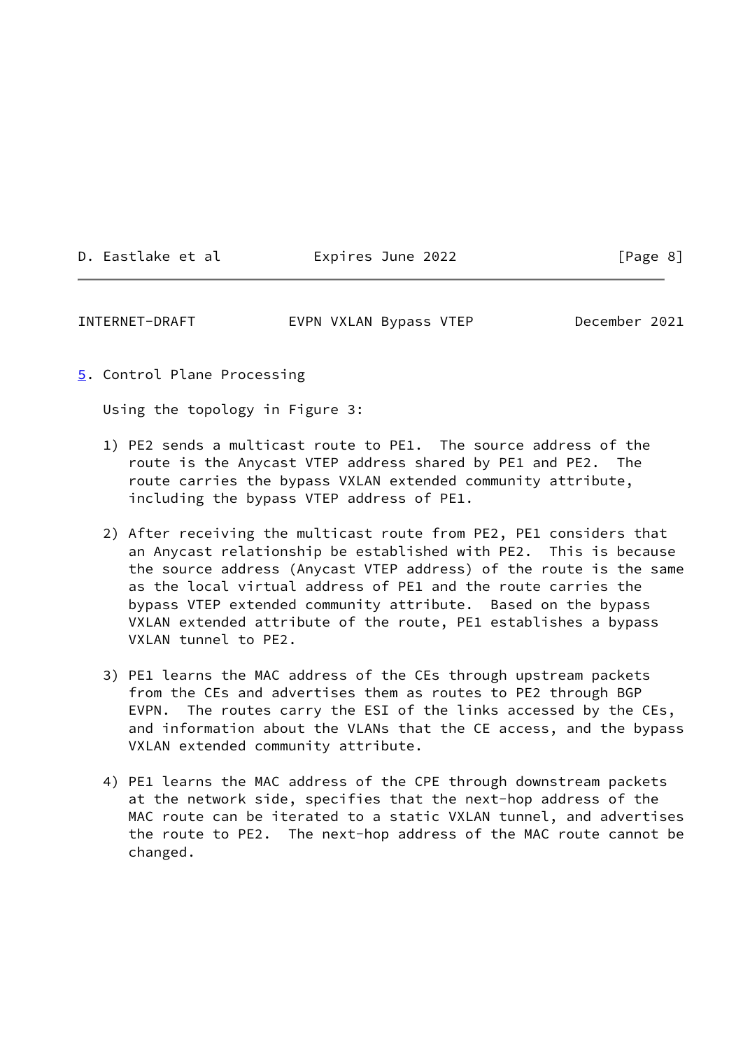## 5. Control Plane Processing

Using the topology in Figure 3:

1) PE2 sends a multicast route to PE1. The source address of the route is the Anycast VTEP address shared by PE1 and PE2. The route carries the bypass VXLAN extended community attribute, including the bypass VTEP address of PE1.

2) After receiving the multicast route from PE2, PE1 considers that an Anycast relationship be established with PE2. This is because the source address (Anycast VTEP address) of the route is the same as the local virtual address of PE1 and the route carries the bypass VTEP extended community attribute. Based on the bypass VXLAN extended attribute of the route, PE1 establishes a bypass VXLAN tunnel to PE2.

3) PE1 learns the MAC address of the CEs through upstream packets from the CEs and advertises them as routes to PE2 through BGP EVPN. The routes carry the ESI of the links accessed by the CEs, and information about the VLANs that the CE access, and the bypass VXLAN extended community attribute.

4) PE1 learns the MAC address of the CPE through downstream packets at the network side, specifies that the next-hop address of the MAC route can be iterated to a static VXLAN tunnel, and advertises the route to PE2. The next-hop address of the MAC route cannot be changed.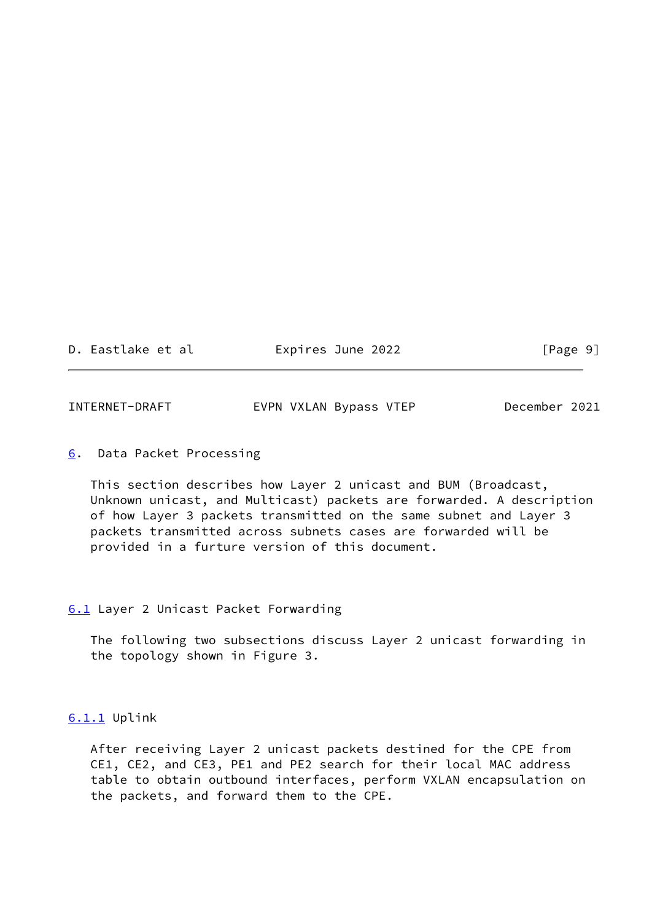## 6. Data Packet Processing

This section describes how Layer 2 unicast and BUM (Broadcast, Unknown unicast, and Multicast) packets are forwarded. A description of how Layer 3 packets transmitted on the same subnet and Layer 3 packets transmitted across subnets cases are forwarded will be provided in a furture version of this document.

### 6.1 Layer 2 Unicast Packet Forwarding

The following two subsections discuss Layer 2 unicast forwarding in the topology shown in Figure 3.

#### 6.1.1 Uplink

After receiving Layer 2 unicast packets destined for the CPE from CE1, CE2, and CE3, PE1 and PE2 search for their local MAC address table to obtain outbound interfaces, perform VXLAN encapsulation on the packets, and forward them to the CPE.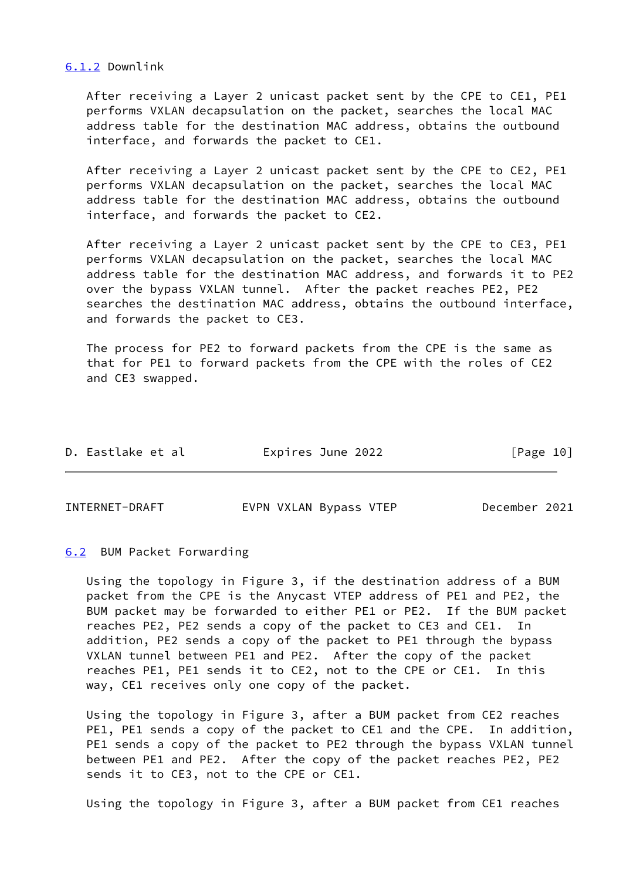### 6.1.2 Downlink

After receiving a Layer 2 unicast packet sent by the CPE to CE1, PE1 performs VXLAN decapsulation on the packet, searches the local MAC address table for the destination MAC address, obtains the outbound interface, and forwards the packet to CE1.

After receiving a Layer 2 unicast packet sent by the CPE to CE2, PE1 performs VXLAN decapsulation on the packet, searches the local MAC address table for the destination MAC address, obtains the outbound interface, and forwards the packet to CE2.

After receiving a Layer 2 unicast packet sent by the CPE to CE3, PE1 performs VXLAN decapsulation on the packet, searches the local MAC address table for the destination MAC address, and forwards it to PE2 over the bypass VXLAN tunnel. After the packet reaches PE2, PE2 searches the destination MAC address, obtains the outbound interface, and forwards the packet to CE3.

The process for PE2 to forward packets from the CPE is the same as that for PE1 to forward packets from the CPE with the roles of CE2 and CE3 swapped.

## 6.2 BUM Packet Forwarding

Using the topology in Figure 3, if the destination address of a BUM packet from the CPE is the Anycast VTEP address of PE1 and PE2, the BUM packet may be forwarded to either PE1 or PE2. If the BUM packet reaches PE2, PE2 sends a copy of the packet to CE3 and CE1. In addition, PE2 sends a copy of the packet to PE1 through the bypass VXLAN tunnel between PE1 and PE2. After the copy of the packet reaches PE1, PE1 sends it to CE2, not to the CPE or CE1. In this way, CE1 receives only one copy of the packet.

Using the topology in Figure 3, after a BUM packet from CE2 reaches PE1, PE1 sends a copy of the packet to CE1 and the CPE. In addition, PE1 sends a copy of the packet to PE2 through the bypass VXLAN tunnel between PE1 and PE2. After the copy of the packet reaches PE2, PE2 sends it to CE3, not to the CPE or CE1.

Using the topology in Figure 3, after a BUM packet from CE1 reaches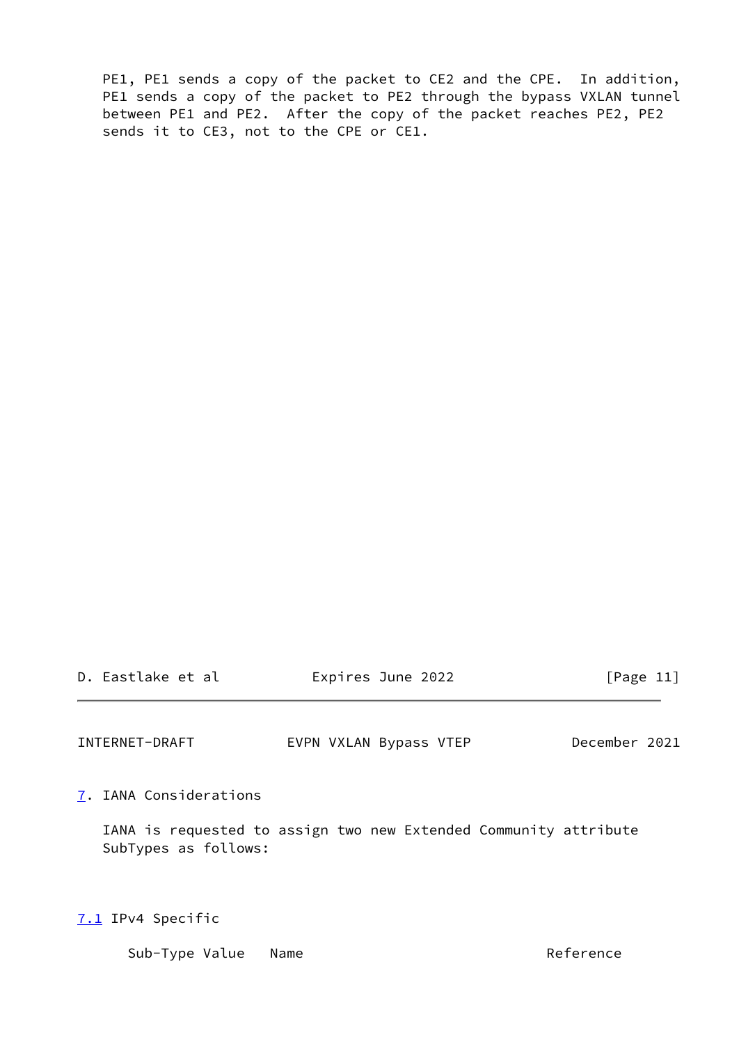PE1, PE1 sends a copy of the packet to CE2 and the CPE.  In addition, PE1 sends a copy of the packet to PE2 through the bypass VXLAN tunnel between PE1 and PE2.  After the copy of the packet reaches PE2, PE2 sends it to CE3, not to the CPE or CE1.

## 7. IANA Considerations

IANA is requested to assign two new Extended Community attribute SubTypes as follows:

### 7.1 IPv4 Specific

| Sub-Type Value | Name | Reference |
|---|---|---|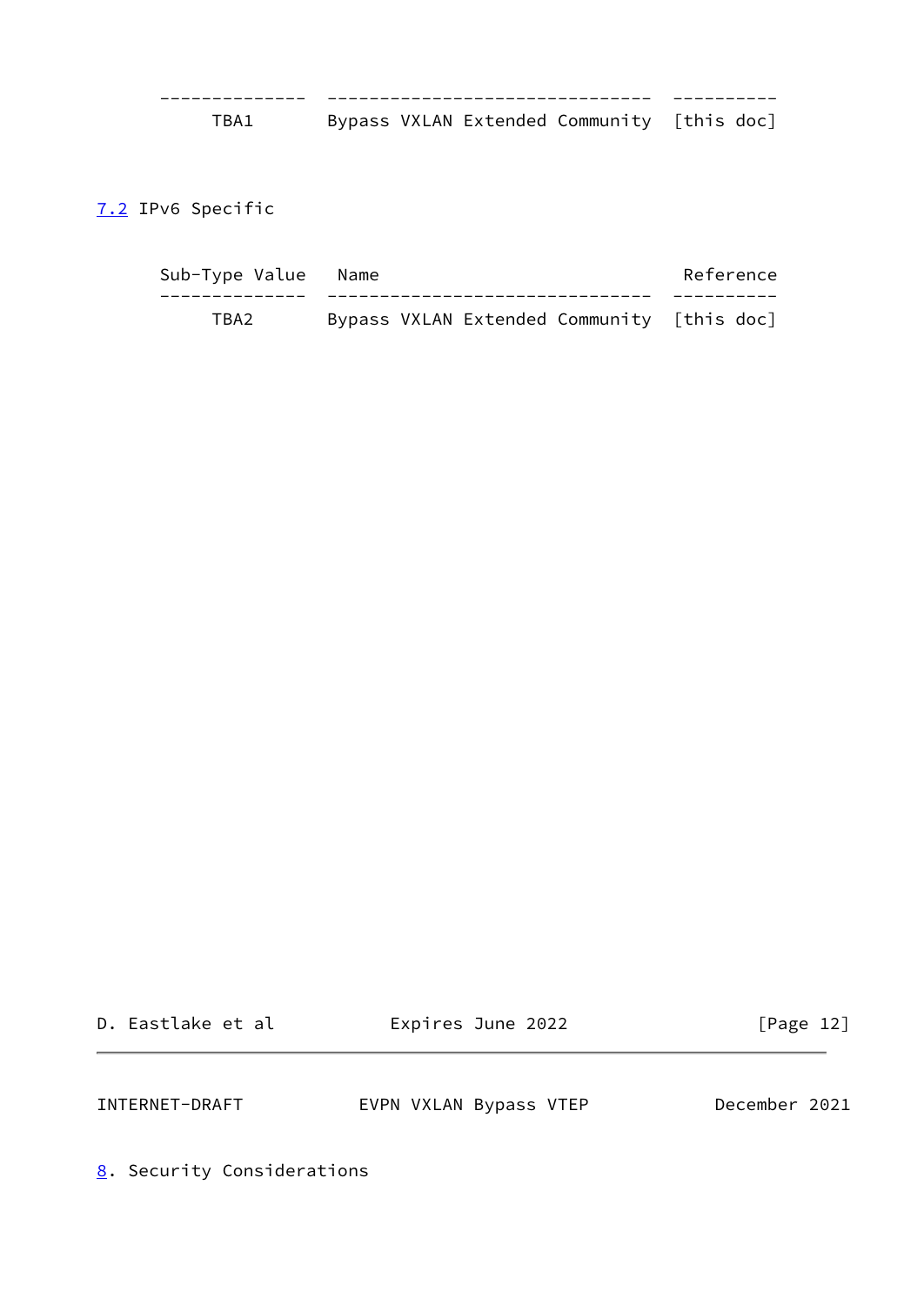| Sub-Type Value | Name | Reference |
| --- | --- | --- |
| TBA1 | Bypass VXLAN Extended Community | [this doc] |

## 7.2 IPv6 Specific

| Sub-Type Value | Name | Reference |
| --- | --- | --- |
| TBA2 | Bypass VXLAN Extended Community | [this doc] |

# 8. Security Considerations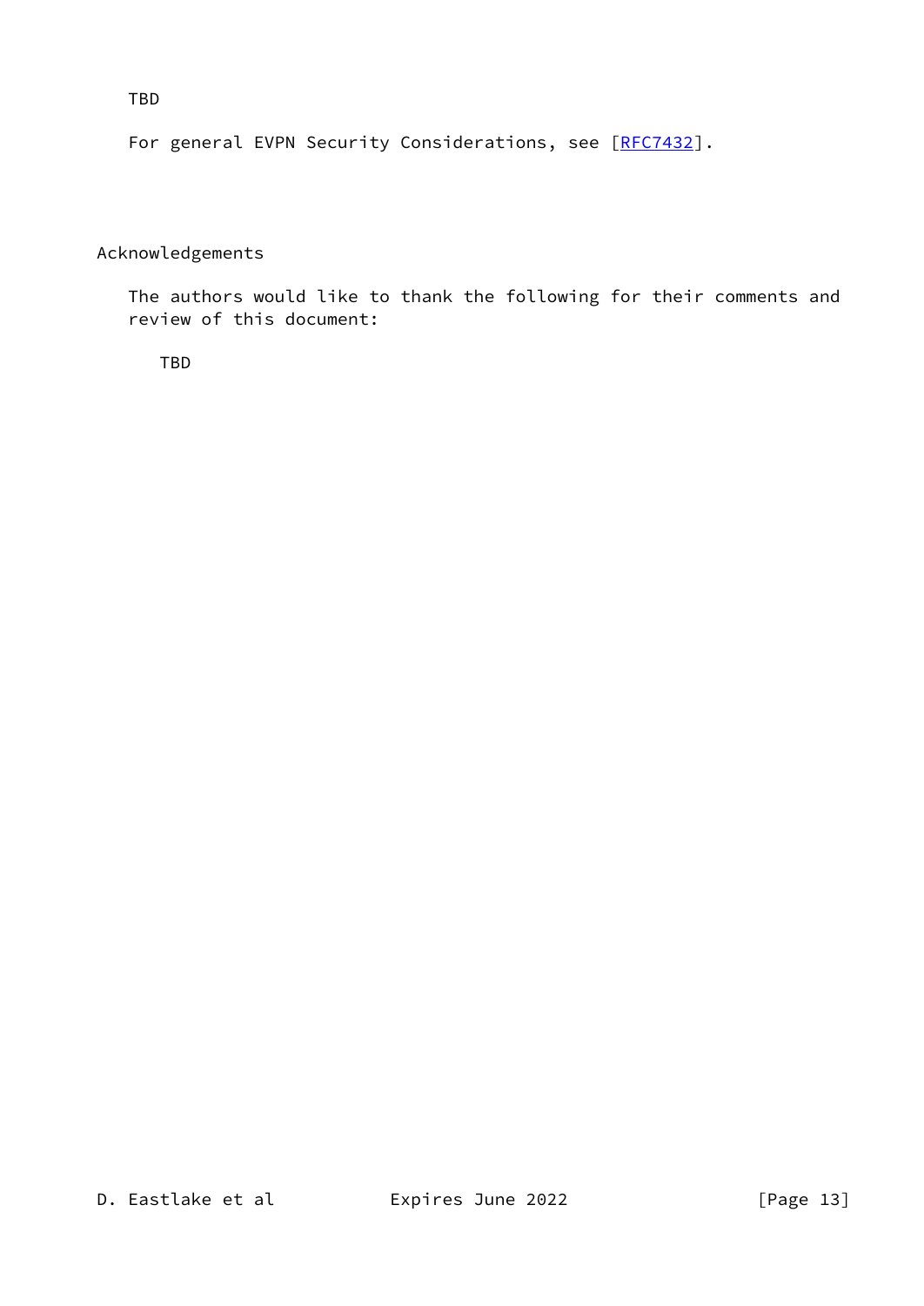TBD

For general EVPN Security Considerations, see [RFC7432].

## Acknowledgements

The authors would like to thank the following for their comments and review of this document:

TBD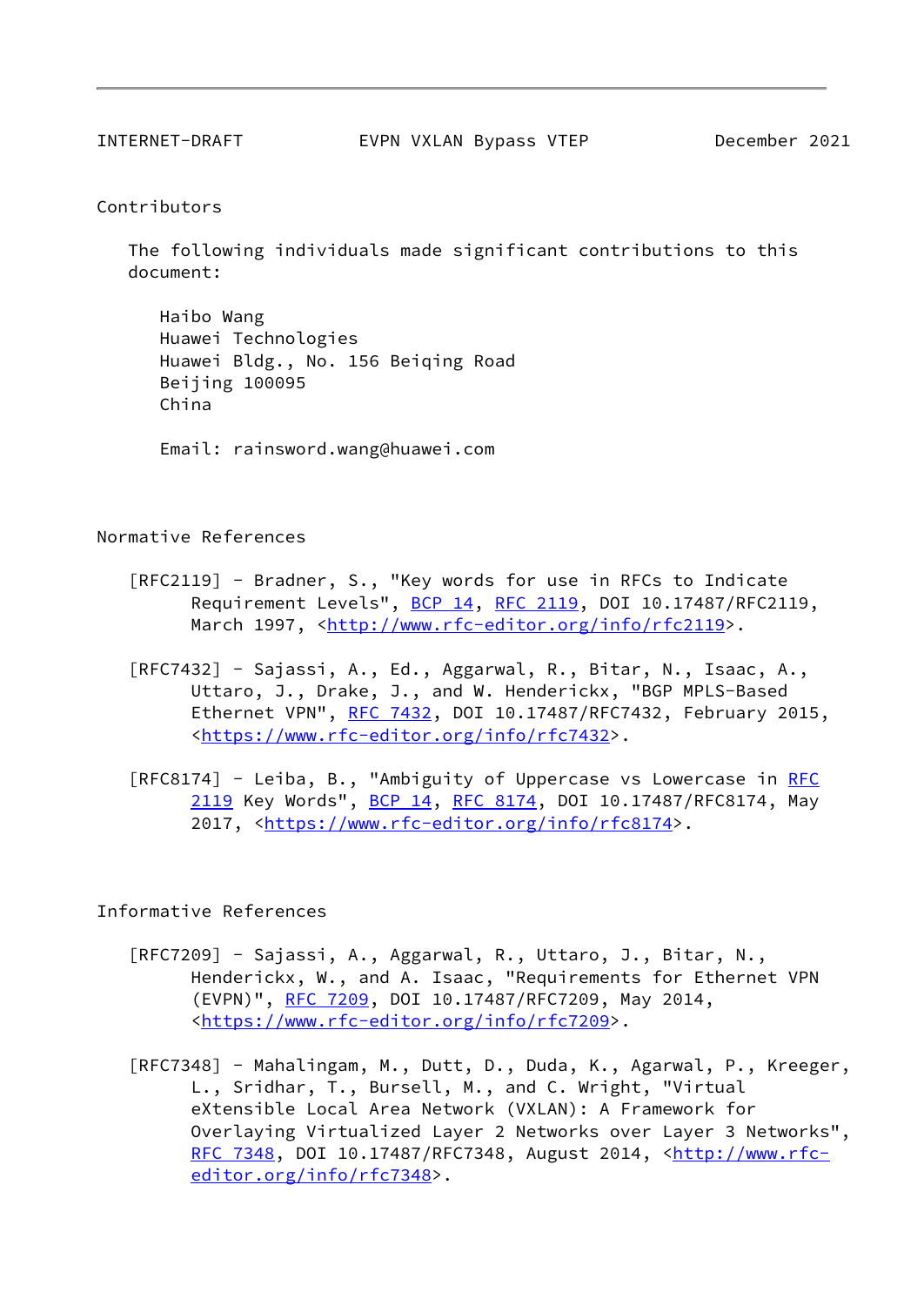## Contributors

The following individuals made significant contributions to this document:

Haibo Wang
Huawei Technologies
Huawei Bldg., No. 156 Beiqing Road
Beijing 100095
China

Email: rainsword.wang@huawei.com

## Normative References

[RFC2119] - Bradner, S., "Key words for use in RFCs to Indicate Requirement Levels", BCP 14, RFC 2119, DOI 10.17487/RFC2119, March 1997, <http://www.rfc-editor.org/info/rfc2119>.

[RFC7432] - Sajassi, A., Ed., Aggarwal, R., Bitar, N., Isaac, A., Uttaro, J., Drake, J., and W. Henderickx, "BGP MPLS-Based Ethernet VPN", RFC 7432, DOI 10.17487/RFC7432, February 2015, <https://www.rfc-editor.org/info/rfc7432>.

[RFC8174] - Leiba, B., "Ambiguity of Uppercase vs Lowercase in RFC 2119 Key Words", BCP 14, RFC 8174, DOI 10.17487/RFC8174, May 2017, <https://www.rfc-editor.org/info/rfc8174>.

## Informative References

[RFC7209] - Sajassi, A., Aggarwal, R., Uttaro, J., Bitar, N., Henderickx, W., and A. Isaac, "Requirements for Ethernet VPN (EVPN)", RFC 7209, DOI 10.17487/RFC7209, May 2014, <https://www.rfc-editor.org/info/rfc7209>.

[RFC7348] - Mahalingam, M., Dutt, D., Duda, K., Agarwal, P., Kreeger, L., Sridhar, T., Bursell, M., and C. Wright, "Virtual eXtensible Local Area Network (VXLAN): A Framework for Overlaying Virtualized Layer 2 Networks over Layer 3 Networks", RFC 7348, DOI 10.17487/RFC7348, August 2014, <http://www.rfc-editor.org/info/rfc7348>.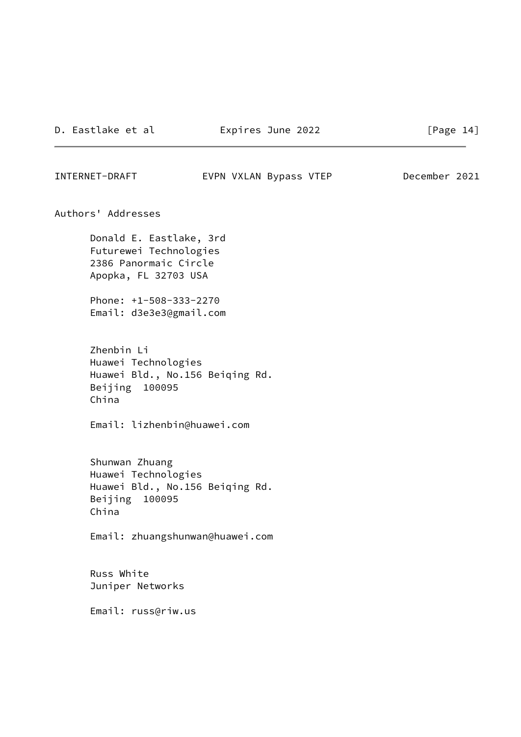## Authors' Addresses

Donald E. Eastlake, 3rd
Futurewei Technologies
2386 Panormaic Circle
Apopka, FL 32703 USA

Phone: +1-508-333-2270
Email: d3e3e3@gmail.com

Zhenbin Li
Huawei Technologies
Huawei Bld., No.156 Beiqing Rd.
Beijing 100095
China

Email: lizhenbin@huawei.com

Shunwan Zhuang
Huawei Technologies
Huawei Bld., No.156 Beiqing Rd.
Beijing 100095
China

Email: zhuangshunwan@huawei.com

Russ White
Juniper Networks

Email: russ@riw.us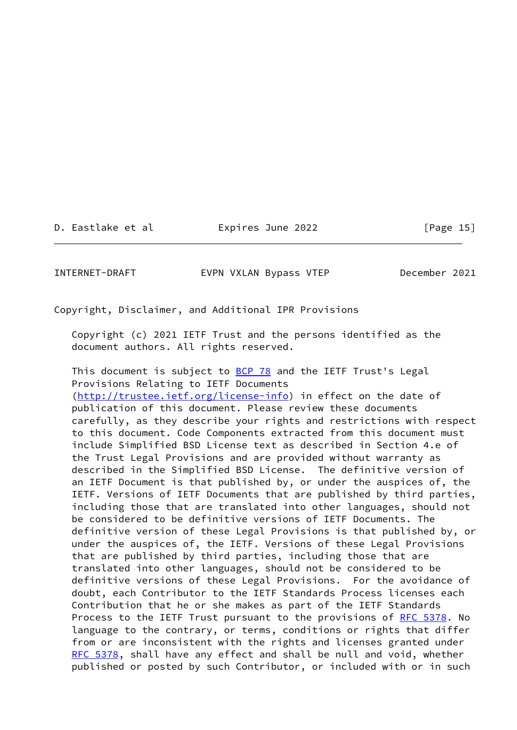## Copyright, Disclaimer, and Additional IPR Provisions

Copyright (c) 2021 IETF Trust and the persons identified as the document authors. All rights reserved.

This document is subject to [BCP 78](https://www.rfc-editor.org/info/bcp78) and the IETF Trust's Legal Provisions Relating to IETF Documents ([http://trustee.ietf.org/license-info](http://trustee.ietf.org/license-info)) in effect on the date of publication of this document. Please review these documents carefully, as they describe your rights and restrictions with respect to this document. Code Components extracted from this document must include Simplified BSD License text as described in Section 4.e of the Trust Legal Provisions and are provided without warranty as described in the Simplified BSD License. The definitive version of an IETF Document is that published by, or under the auspices of, the IETF. Versions of IETF Documents that are published by third parties, including those that are translated into other languages, should not be considered to be definitive versions of IETF Documents. The definitive version of these Legal Provisions is that published by, or under the auspices of, the IETF. Versions of these Legal Provisions that are published by third parties, including those that are translated into other languages, should not be considered to be definitive versions of these Legal Provisions. For the avoidance of doubt, each Contributor to the IETF Standards Process licenses each Contribution that he or she makes as part of the IETF Standards Process to the IETF Trust pursuant to the provisions of [RFC 5378](https://www.rfc-editor.org/rfc/rfc5378). No language to the contrary, or terms, conditions or rights that differ from or are inconsistent with the rights and licenses granted under [RFC 5378](https://www.rfc-editor.org/rfc/rfc5378), shall have any effect and shall be null and void, whether published or posted by such Contributor, or included with or in such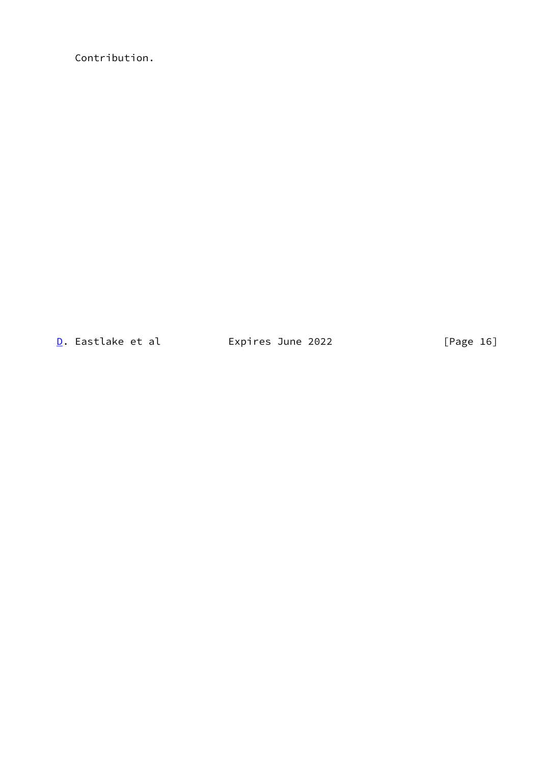Contribution.